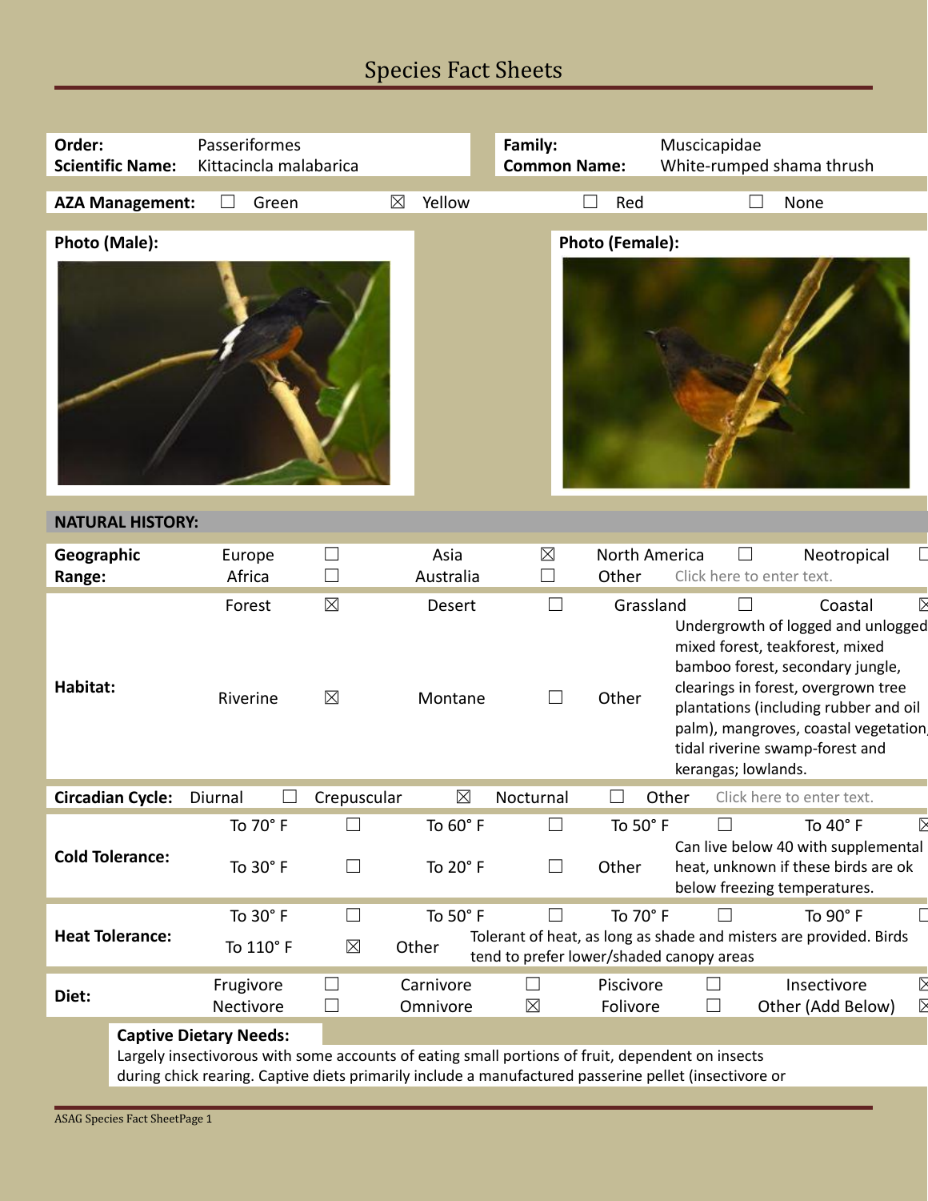# Species Fact Sheets

| | | | |
|---|---|---|---|
| **Order:** | Passeriformes | **Family:** | Muscicapidae |
| **Scientific Name:** | Kittacincla malabarica | **Common Name:** | White-rumped shama thrush |

**AZA Management:** ☐ Green ☒ Yellow ☐ Red ☐ None

**Photo (Male):**

**Photo (Female):**

## NATURAL HISTORY:

| | | | | | | | | |
|---|---|---|---|---|---|---|---|---|
| **Geographic Range:** | Europe | ☐ | Asia | ☒ | North America | ☐ | Neotropical | ☐ |
| | Africa | ☐ | Australia | ☐ | Other | Click here to enter text. | | |
| **Habitat:** | Forest | ☒ | Desert | ☐ | Grassland | ☐ | Coastal | ☒ |
| | Riverine | ☒ | Montane | ☐ | Other | Undergrowth of logged and unlogged mixed forest, teakforest, mixed bamboo forest, secondary jungle, clearings in forest, overgrown tree plantations (including rubber and oil palm), mangroves, coastal vegetation, tidal riverine swamp-forest and kerangas; lowlands. | | |
| **Circadian Cycle:** | Diurnal | ☐ | Crepuscular | ☒ | Nocturnal | ☐ | Other | Click here to enter text. |
| **Cold Tolerance:** | To 70° F | ☐ | To 60° F | ☐ | To 50° F | ☐ | To 40° F | ☒ |
| | To 30° F | ☐ | To 20° F | ☐ | Other | Can live below 40 with supplemental heat, unknown if these birds are ok below freezing temperatures. | | |
| **Heat Tolerance:** | To 30° F | ☐ | To 50° F | ☐ | To 70° F | ☐ | To 90° F | ☐ |
| | To 110° F | ☒ | Other | Tolerant of heat, as long as shade and misters are provided. Birds tend to prefer lower/shaded canopy areas | | | | |
| **Diet:** | Frugivore | ☐ | Carnivore | ☐ | Piscivore | ☐ | Insectivore | ☒ |
| | Nectivore | ☐ | Omnivore | ☒ | Folivore | ☐ | Other (Add Below) | ☒ |

**Captive Dietary Needs:**
Largely insectivorous with some accounts of eating small portions of fruit, dependent on insects during chick rearing. Captive diets primarily include a manufactured passerine pellet (insectivore or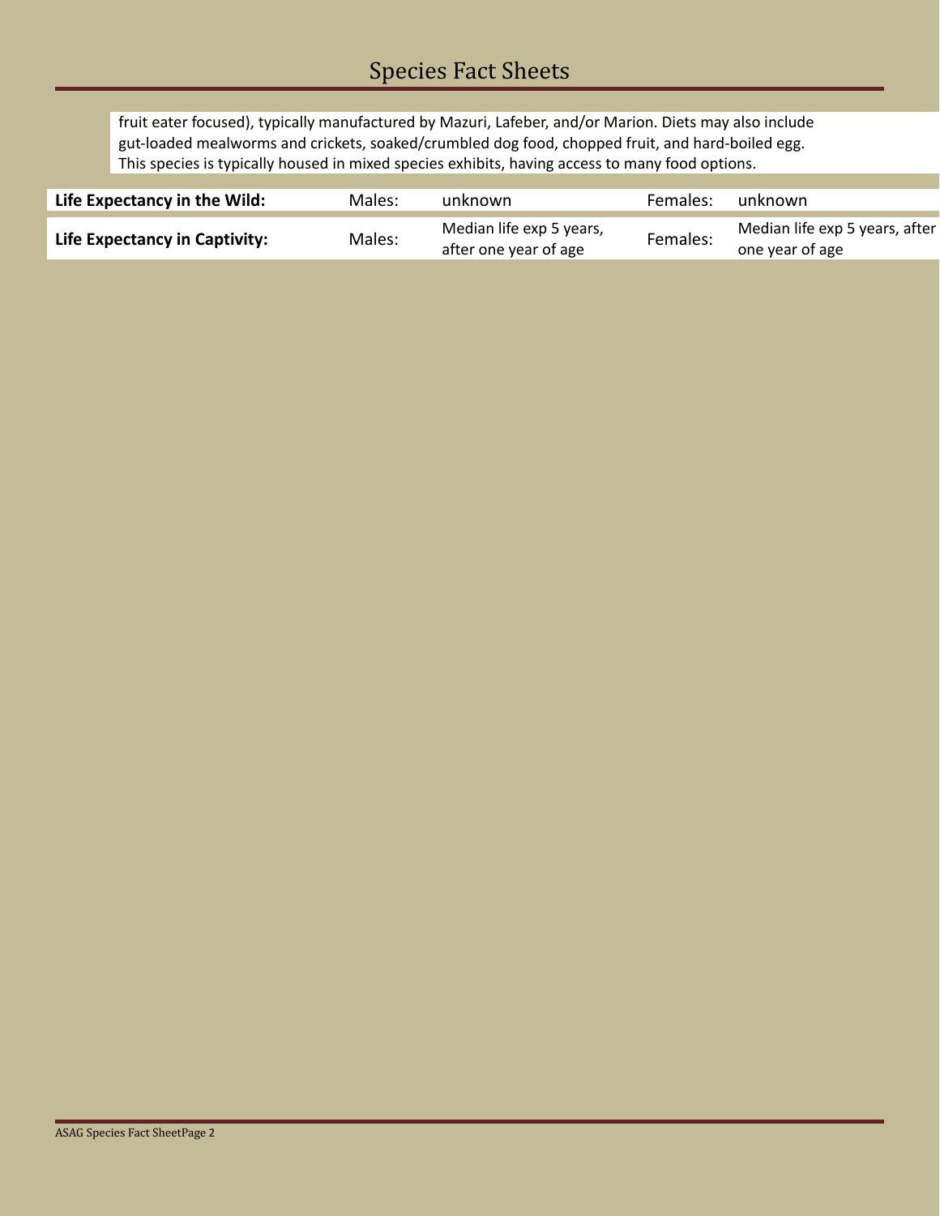fruit eater focused), typically manufactured by Mazuri, Lafeber, and/or Marion. Diets may also include gut-loaded mealworms and crickets, soaked/crumbled dog food, chopped fruit, and hard-boiled egg. This species is typically housed in mixed species exhibits, having access to many food options.

| | | | | |
|---|---|---|---|---|
| **Life Expectancy in the Wild:** | Males: | unknown | Females: | unknown |
| **Life Expectancy in Captivity:** | Males: | Median life exp 5 years, after one year of age | Females: | Median life exp 5 years, after one year of age |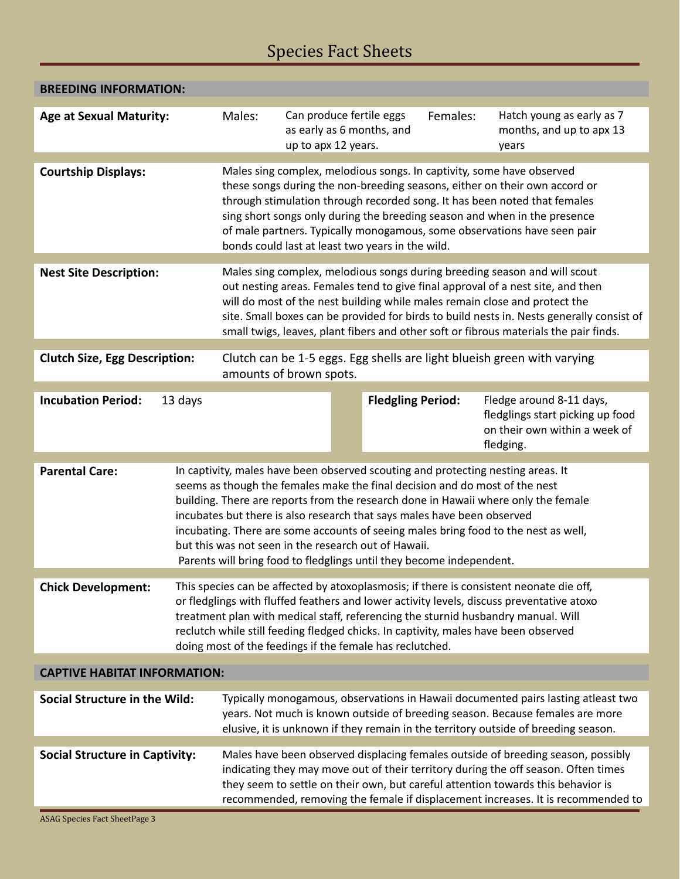# Species Fact Sheets

## BREEDING INFORMATION:

**Age at Sexual Maturity:** Males: Can produce fertile eggs as early as 6 months, and up to apx 12 years. Females: Hatch young as early as 7 months, and up to apx 13 years

**Courtship Displays:** Males sing complex, melodious songs. In captivity, some have observed these songs during the non-breeding seasons, either on their own accord or through stimulation through recorded song. It has been noted that females sing short songs only during the breeding season and when in the presence of male partners. Typically monogamous, some observations have seen pair bonds could last at least two years in the wild.

**Nest Site Description:** Males sing complex, melodious songs during breeding season and will scout out nesting areas. Females tend to give final approval of a nest site, and then will do most of the nest building while males remain close and protect the site. Small boxes can be provided for birds to build nests in. Nests generally consist of small twigs, leaves, plant fibers and other soft or fibrous materials the pair finds.

**Clutch Size, Egg Description:** Clutch can be 1-5 eggs. Egg shells are light blueish green with varying amounts of brown spots.

**Incubation Period:** 13 days

**Fledgling Period:** Fledge around 8-11 days, fledglings start picking up food on their own within a week of fledging.

**Parental Care:** In captivity, males have been observed scouting and protecting nesting areas. It seems as though the females make the final decision and do most of the nest building. There are reports from the research done in Hawaii where only the female incubates but there is also research that says males have been observed incubating. There are some accounts of seeing males bring food to the nest as well, but this was not seen in the research out of Hawaii.
Parents will bring food to fledglings until they become independent.

**Chick Development:** This species can be affected by atoxoplasmosis; if there is consistent neonate die off, or fledglings with fluffed feathers and lower activity levels, discuss preventative atoxo treatment plan with medical staff, referencing the sturnid husbandry manual. Will reclutch while still feeding fledged chicks. In captivity, males have been observed doing most of the feedings if the female has reclutched.

## CAPTIVE HABITAT INFORMATION:

**Social Structure in the Wild:** Typically monogamous, observations in Hawaii documented pairs lasting atleast two years. Not much is known outside of breeding season. Because females are more elusive, it is unknown if they remain in the territory outside of breeding season.

**Social Structure in Captivity:** Males have been observed displacing females outside of breeding season, possibly indicating they may move out of their territory during the off season. Often times they seem to settle on their own, but careful attention towards this behavior is recommended, removing the female if displacement increases. It is recommended to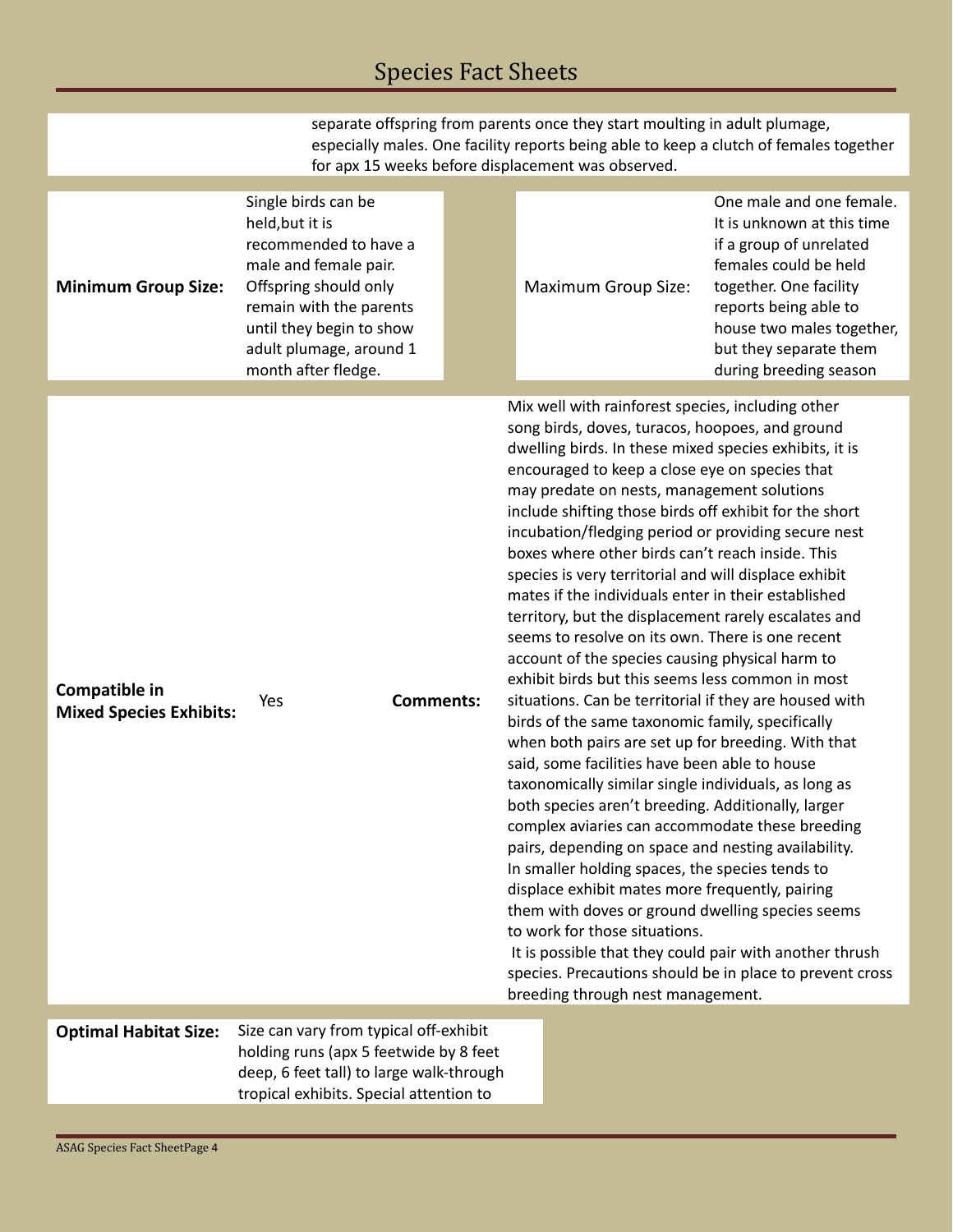separate offspring from parents once they start moulting in adult plumage, especially males. One facility reports being able to keep a clutch of females together for apx 15 weeks before displacement was observed.

**Minimum Group Size:** Single birds can be held,but it is recommended to have a male and female pair. Offspring should only remain with the parents until they begin to show adult plumage, around 1 month after fledge.

Maximum Group Size: One male and one female. It is unknown at this time if a group of unrelated females could be held together. One facility reports being able to house two males together, but they separate them during breeding season

**Compatible in Mixed Species Exhibits:** Yes

**Comments:** Mix well with rainforest species, including other song birds, doves, turacos, hoopoes, and ground dwelling birds. In these mixed species exhibits, it is encouraged to keep a close eye on species that may predate on nests, management solutions include shifting those birds off exhibit for the short incubation/fledging period or providing secure nest boxes where other birds can't reach inside. This species is very territorial and will displace exhibit mates if the individuals enter in their established territory, but the displacement rarely escalates and seems to resolve on its own. There is one recent account of the species causing physical harm to exhibit birds but this seems less common in most situations. Can be territorial if they are housed with birds of the same taxonomic family, specifically when both pairs are set up for breeding. With that said, some facilities have been able to house taxonomically similar single individuals, as long as both species aren't breeding. Additionally, larger complex aviaries can accommodate these breeding pairs, depending on space and nesting availability. In smaller holding spaces, the species tends to displace exhibit mates more frequently, pairing them with doves or ground dwelling species seems to work for those situations.

It is possible that they could pair with another thrush species. Precautions should be in place to prevent cross breeding through nest management.

**Optimal Habitat Size:** Size can vary from typical off-exhibit holding runs (apx 5 feetwide by 8 feet deep, 6 feet tall) to large walk-through tropical exhibits. Special attention to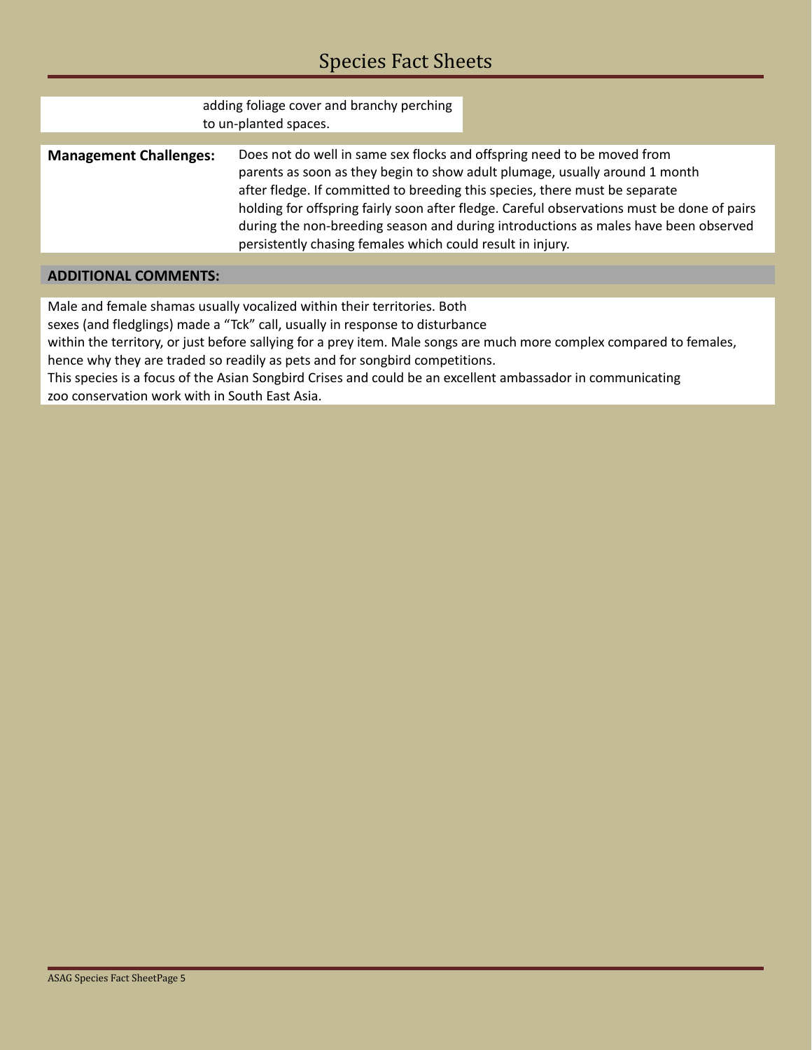adding foliage cover and branchy perching to un-planted spaces.

**Management Challenges:** Does not do well in same sex flocks and offspring need to be moved from parents as soon as they begin to show adult plumage, usually around 1 month after fledge. If committed to breeding this species, there must be separate holding for offspring fairly soon after fledge. Careful observations must be done of pairs during the non-breeding season and during introductions as males have been observed persistently chasing females which could result in injury.

## ADDITIONAL COMMENTS:

Male and female shamas usually vocalized within their territories. Both sexes (and fledglings) made a "Tck" call, usually in response to disturbance within the territory, or just before sallying for a prey item. Male songs are much more complex compared to females, hence why they are traded so readily as pets and for songbird competitions.

This species is a focus of the Asian Songbird Crises and could be an excellent ambassador in communicating zoo conservation work with in South East Asia.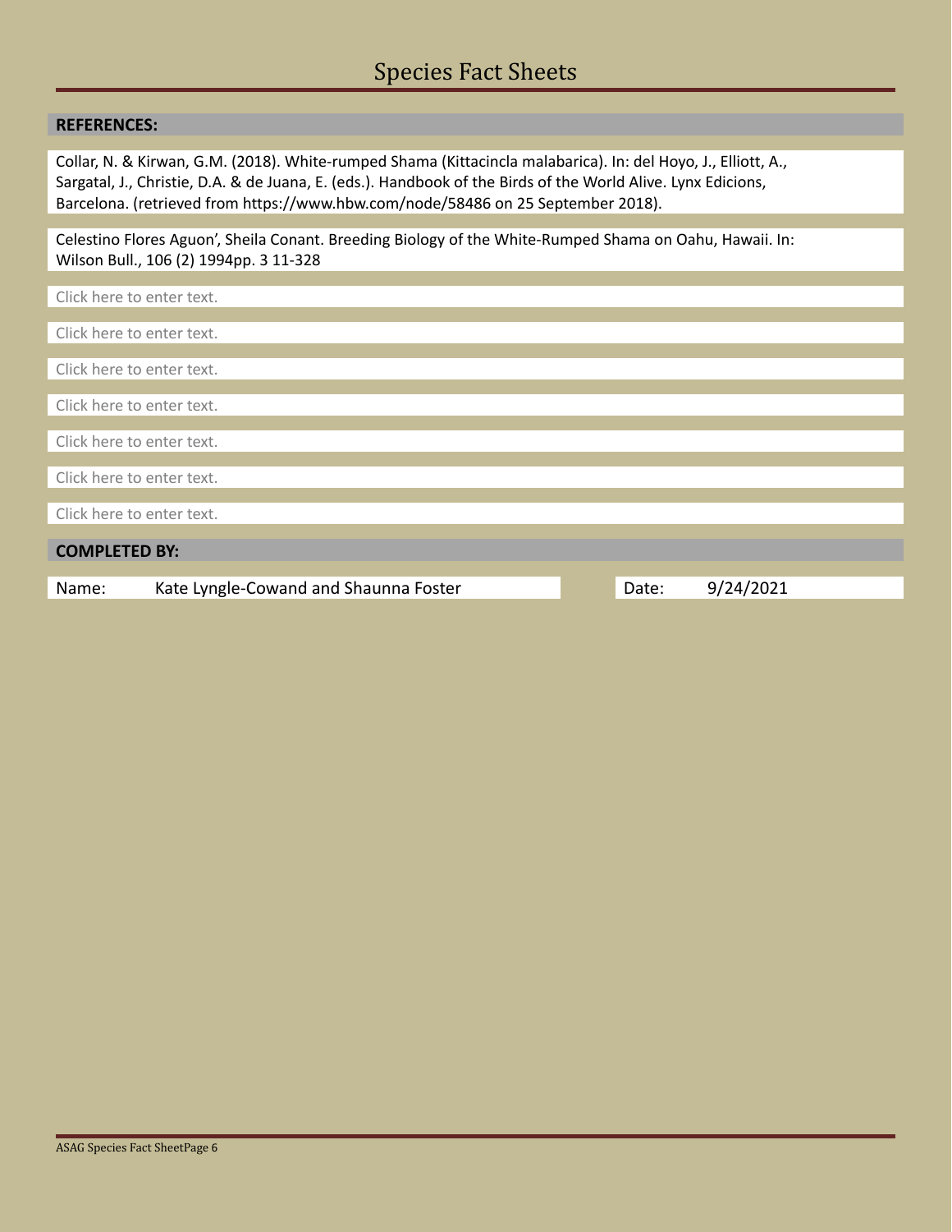# Species Fact Sheets

## REFERENCES:

Collar, N. & Kirwan, G.M. (2018). White-rumped Shama (Kittacincla malabarica). In: del Hoyo, J., Elliott, A., Sargatal, J., Christie, D.A. & de Juana, E. (eds.). Handbook of the Birds of the World Alive. Lynx Edicions, Barcelona. (retrieved from https://www.hbw.com/node/58486 on 25 September 2018).

Celestino Flores Aguon', Sheila Conant. Breeding Biology of the White-Rumped Shama on Oahu, Hawaii. In: Wilson Bull., 106 (2) 1994pp. 3 11-328

Click here to enter text.

Click here to enter text.

Click here to enter text.

Click here to enter text.

Click here to enter text.

Click here to enter text.

Click here to enter text.

## COMPLETED BY:

Name: Kate Lyngle-Cowand and Shaunna Foster

Date: 9/24/2021